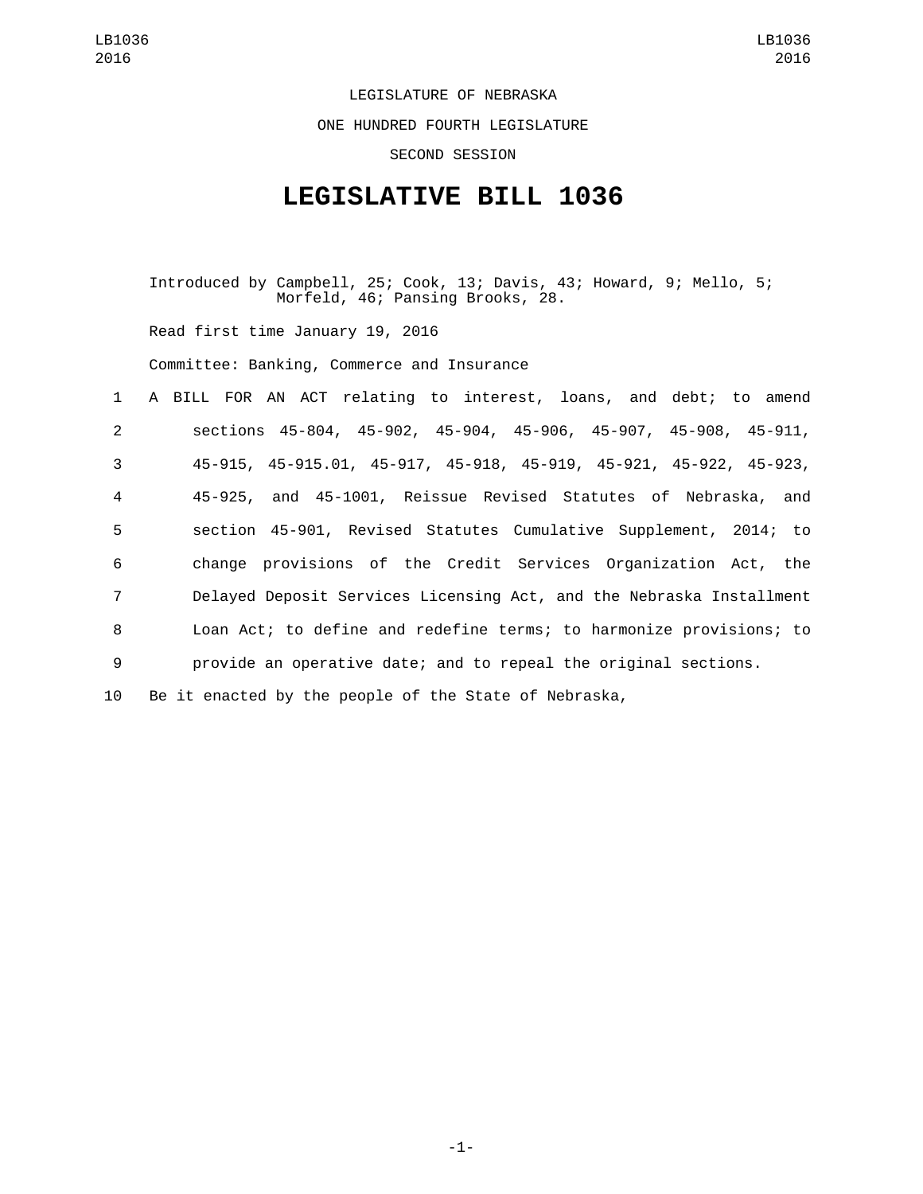LEGISLATURE OF NEBRASKA

ONE HUNDRED FOURTH LEGISLATURE

SECOND SESSION

# LEGISLATIVE BILL 1036

Introduced by Campbell, 25; Cook, 13; Davis, 43; Howard, 9; Mello, 5; Morfeld, 46; Pansing Brooks, 28.

Read first time January 19, 2016

Committee: Banking, Commerce and Insurance

1 A BILL FOR AN ACT relating to interest, loans, and debt; to amend
2 sections 45-804, 45-902, 45-904, 45-906, 45-907, 45-908, 45-911,
3 45-915, 45-915.01, 45-917, 45-918, 45-919, 45-921, 45-922, 45-923,
4 45-925, and 45-1001, Reissue Revised Statutes of Nebraska, and
5 section 45-901, Revised Statutes Cumulative Supplement, 2014; to
6 change provisions of the Credit Services Organization Act, the
7 Delayed Deposit Services Licensing Act, and the Nebraska Installment
8 Loan Act; to define and redefine terms; to harmonize provisions; to
9 provide an operative date; and to repeal the original sections.
10 Be it enacted by the people of the State of Nebraska,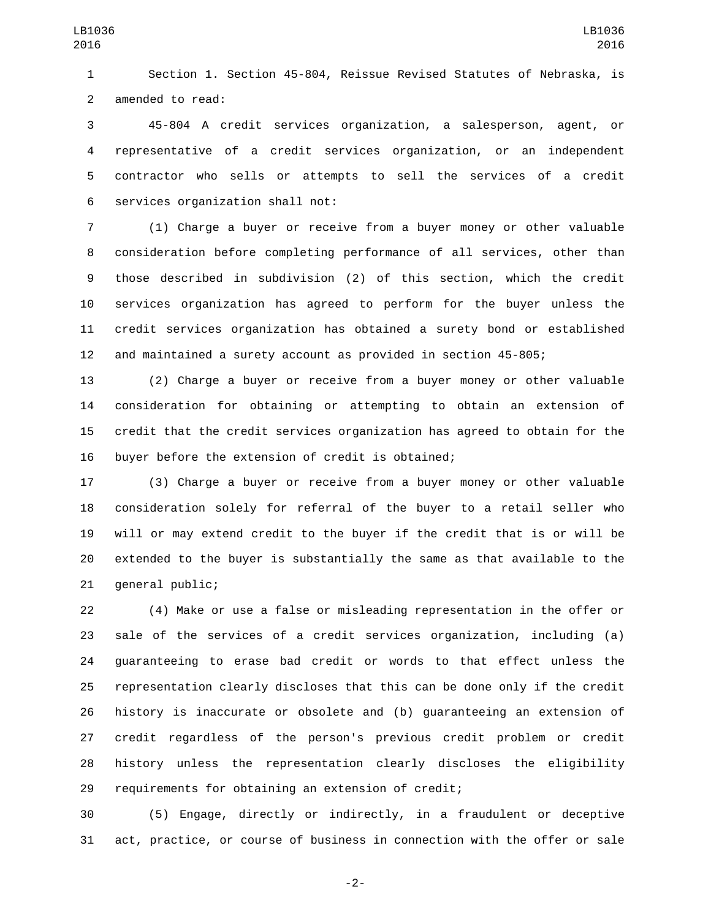Section 1. Section 45-804, Reissue Revised Statutes of Nebraska, is amended to read:

45-804 A credit services organization, a salesperson, agent, or representative of a credit services organization, or an independent contractor who sells or attempts to sell the services of a credit services organization shall not:

(1) Charge a buyer or receive from a buyer money or other valuable consideration before completing performance of all services, other than those described in subdivision (2) of this section, which the credit services organization has agreed to perform for the buyer unless the credit services organization has obtained a surety bond or established and maintained a surety account as provided in section 45-805;

(2) Charge a buyer or receive from a buyer money or other valuable consideration for obtaining or attempting to obtain an extension of credit that the credit services organization has agreed to obtain for the buyer before the extension of credit is obtained;

(3) Charge a buyer or receive from a buyer money or other valuable consideration solely for referral of the buyer to a retail seller who will or may extend credit to the buyer if the credit that is or will be extended to the buyer is substantially the same as that available to the general public;

(4) Make or use a false or misleading representation in the offer or sale of the services of a credit services organization, including (a) guaranteeing to erase bad credit or words to that effect unless the representation clearly discloses that this can be done only if the credit history is inaccurate or obsolete and (b) guaranteeing an extension of credit regardless of the person's previous credit problem or credit history unless the representation clearly discloses the eligibility requirements for obtaining an extension of credit;

(5) Engage, directly or indirectly, in a fraudulent or deceptive act, practice, or course of business in connection with the offer or sale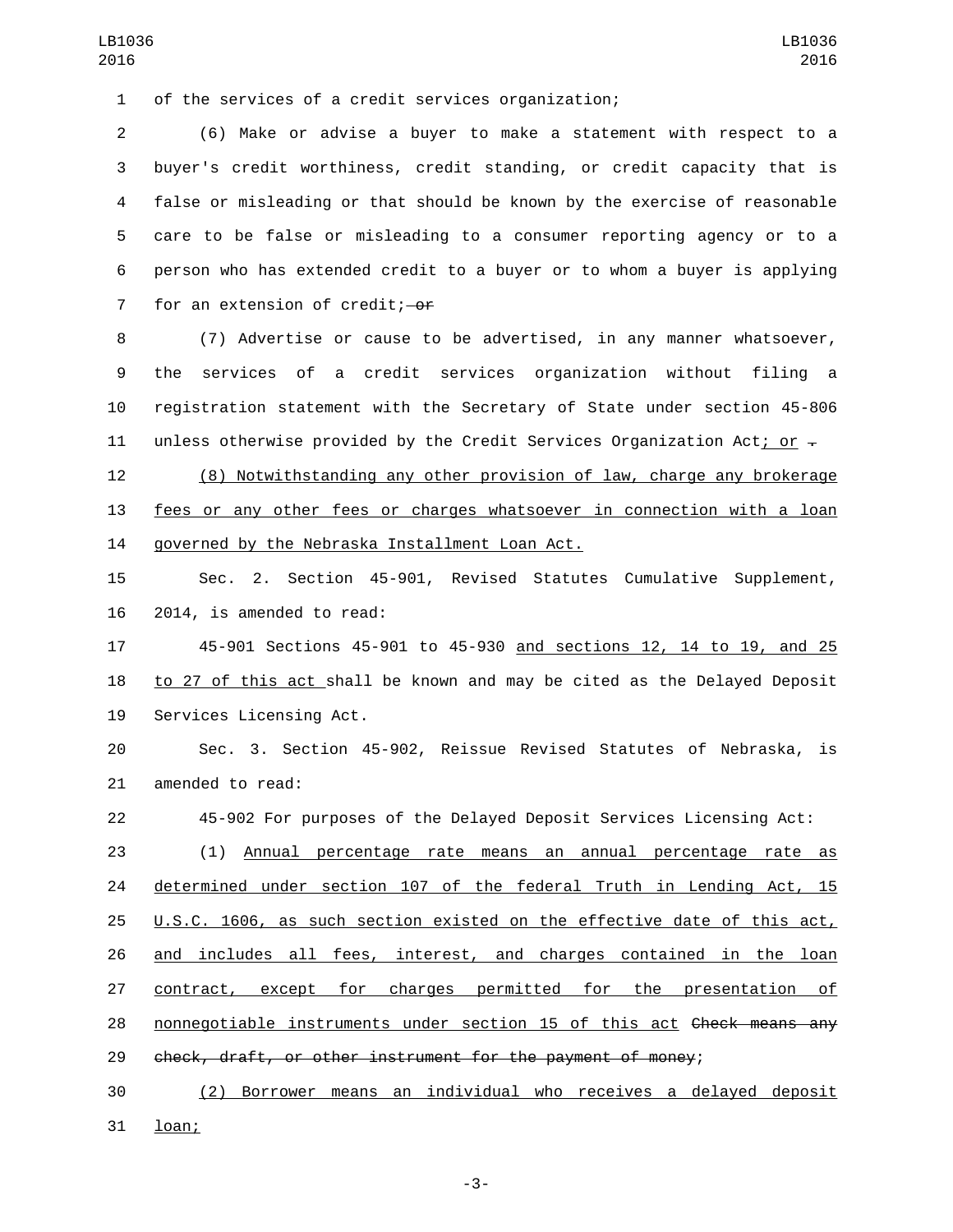of the services of a credit services organization;

(6) Make or advise a buyer to make a statement with respect to a buyer's credit worthiness, credit standing, or credit capacity that is false or misleading or that should be known by the exercise of reasonable care to be false or misleading to a consumer reporting agency or to a person who has extended credit to a buyer or to whom a buyer is applying for an extension of credit; ~~or~~

(7) Advertise or cause to be advertised, in any manner whatsoever, the services of a credit services organization without filing a registration statement with the Secretary of State under section 45-806 unless otherwise provided by the Credit Services Organization Act; or ~~.~~

(8) Notwithstanding any other provision of law, charge any brokerage fees or any other fees or charges whatsoever in connection with a loan governed by the Nebraska Installment Loan Act.

Sec. 2. Section 45-901, Revised Statutes Cumulative Supplement, 2014, is amended to read:

45-901 Sections 45-901 to 45-930 and sections 12, 14 to 19, and 25 to 27 of this act shall be known and may be cited as the Delayed Deposit Services Licensing Act.

Sec. 3. Section 45-902, Reissue Revised Statutes of Nebraska, is amended to read:

45-902 For purposes of the Delayed Deposit Services Licensing Act:

(1) Annual percentage rate means an annual percentage rate as determined under section 107 of the federal Truth in Lending Act, 15 U.S.C. 1606, as such section existed on the effective date of this act, and includes all fees, interest, and charges contained in the loan contract, except for charges permitted for the presentation of nonnegotiable instruments under section 15 of this act ~~Check means any check, draft, or other instrument for the payment of money~~;

(2) Borrower means an individual who receives a delayed deposit loan;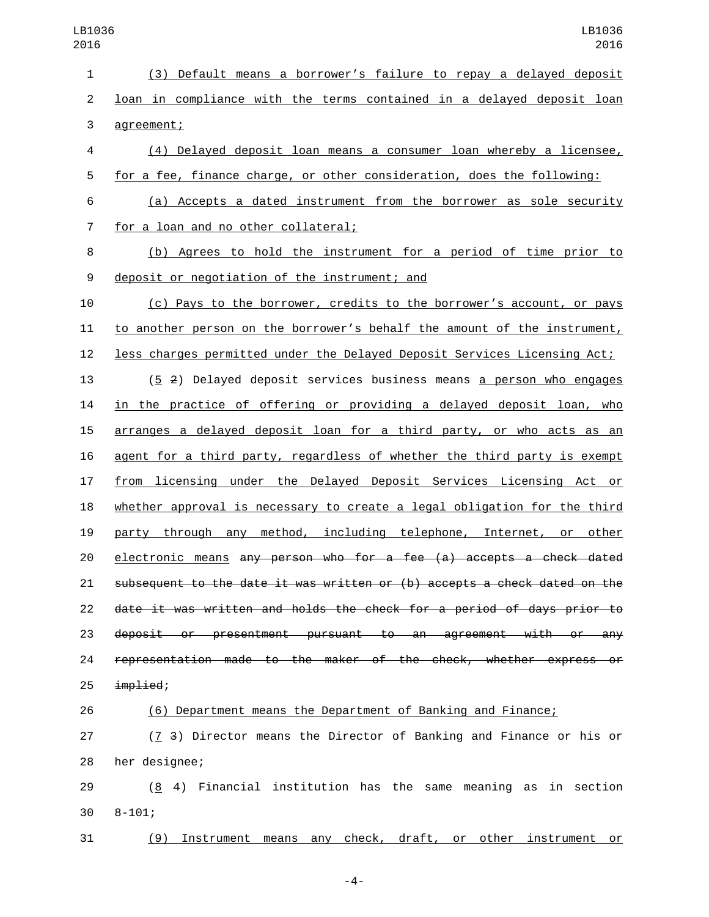(3) Default means a borrower's failure to repay a delayed deposit loan in compliance with the terms contained in a delayed deposit loan agreement;

(4) Delayed deposit loan means a consumer loan whereby a licensee, for a fee, finance charge, or other consideration, does the following:

(a) Accepts a dated instrument from the borrower as sole security for a loan and no other collateral;

(b) Agrees to hold the instrument for a period of time prior to deposit or negotiation of the instrument; and

(c) Pays to the borrower, credits to the borrower's account, or pays to another person on the borrower's behalf the amount of the instrument, less charges permitted under the Delayed Deposit Services Licensing Act;

(5 ~~2~~) Delayed deposit services business means a person who engages in the practice of offering or providing a delayed deposit loan, who arranges a delayed deposit loan for a third party, or who acts as an agent for a third party, regardless of whether the third party is exempt from licensing under the Delayed Deposit Services Licensing Act or whether approval is necessary to create a legal obligation for the third party through any method, including telephone, Internet, or other electronic means ~~any person who for a fee (a) accepts a check dated subsequent to the date it was written or (b) accepts a check dated on the date it was written and holds the check for a period of days prior to deposit or presentment pursuant to an agreement with or any representation made to the maker of the check, whether express or implied~~;

(6) Department means the Department of Banking and Finance;

(7 ~~3~~) Director means the Director of Banking and Finance or his or her designee;

(8 ~~4~~) Financial institution has the same meaning as in section 8-101;

(9) Instrument means any check, draft, or other instrument or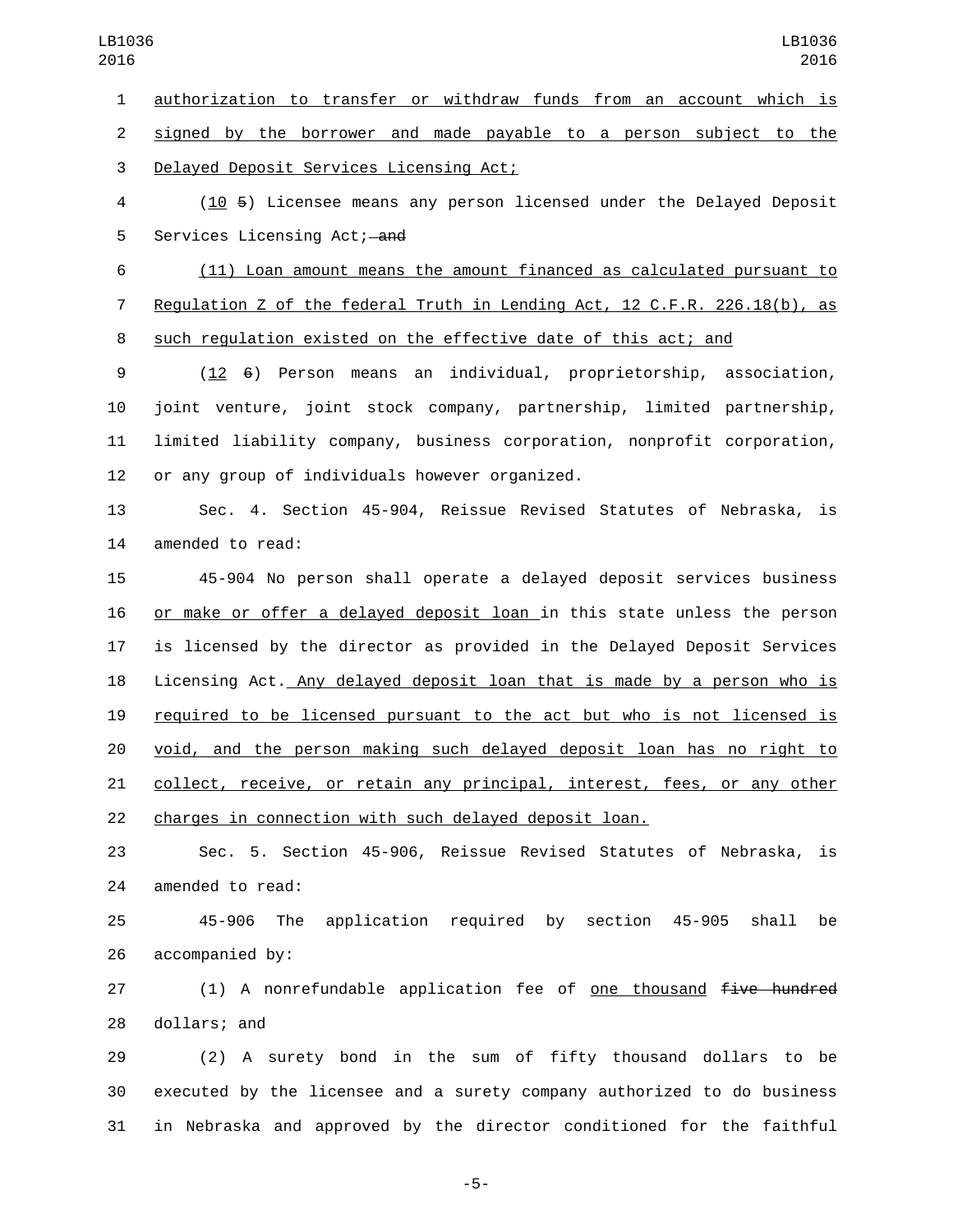authorization to transfer or withdraw funds from an account which is signed by the borrower and made payable to a person subject to the Delayed Deposit Services Licensing Act;

(10 ~~5~~) Licensee means any person licensed under the Delayed Deposit Services Licensing Act; ~~and~~

(11) Loan amount means the amount financed as calculated pursuant to Regulation Z of the federal Truth in Lending Act, 12 C.F.R. 226.18(b), as such regulation existed on the effective date of this act; and

(12 ~~6~~) Person means an individual, proprietorship, association, joint venture, joint stock company, partnership, limited partnership, limited liability company, business corporation, nonprofit corporation, or any group of individuals however organized.

Sec. 4. Section 45-904, Reissue Revised Statutes of Nebraska, is amended to read:

45-904 No person shall operate a delayed deposit services business or make or offer a delayed deposit loan in this state unless the person is licensed by the director as provided in the Delayed Deposit Services Licensing Act. Any delayed deposit loan that is made by a person who is required to be licensed pursuant to the act but who is not licensed is void, and the person making such delayed deposit loan has no right to collect, receive, or retain any principal, interest, fees, or any other charges in connection with such delayed deposit loan.

Sec. 5. Section 45-906, Reissue Revised Statutes of Nebraska, is amended to read:

45-906 The application required by section 45-905 shall be accompanied by:

(1) A nonrefundable application fee of one thousand ~~five hundred~~ dollars; and

(2) A surety bond in the sum of fifty thousand dollars to be executed by the licensee and a surety company authorized to do business in Nebraska and approved by the director conditioned for the faithful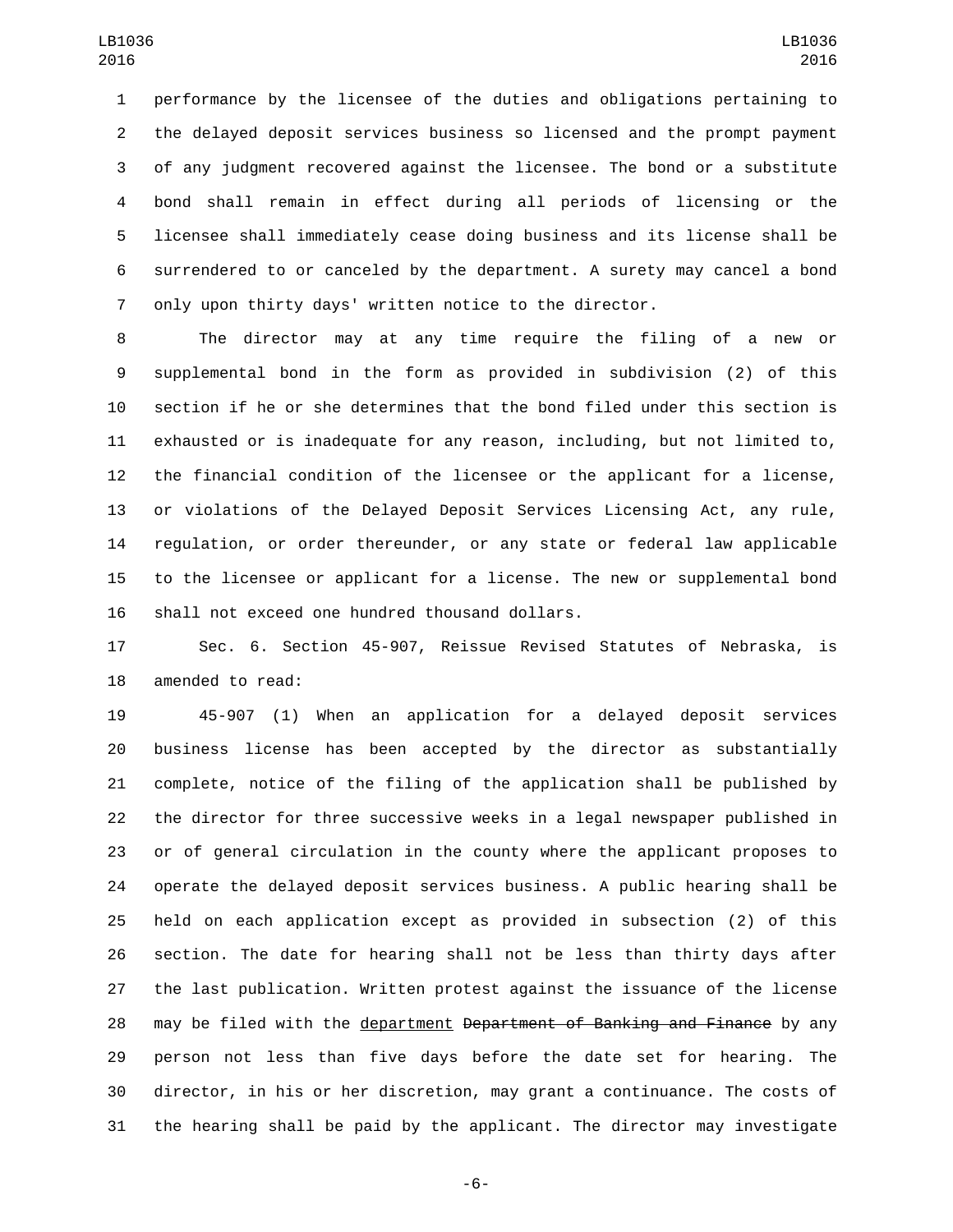performance by the licensee of the duties and obligations pertaining to the delayed deposit services business so licensed and the prompt payment of any judgment recovered against the licensee. The bond or a substitute bond shall remain in effect during all periods of licensing or the licensee shall immediately cease doing business and its license shall be surrendered to or canceled by the department. A surety may cancel a bond only upon thirty days' written notice to the director.

The director may at any time require the filing of a new or supplemental bond in the form as provided in subdivision (2) of this section if he or she determines that the bond filed under this section is exhausted or is inadequate for any reason, including, but not limited to, the financial condition of the licensee or the applicant for a license, or violations of the Delayed Deposit Services Licensing Act, any rule, regulation, or order thereunder, or any state or federal law applicable to the licensee or applicant for a license. The new or supplemental bond shall not exceed one hundred thousand dollars.

Sec. 6. Section 45-907, Reissue Revised Statutes of Nebraska, is amended to read:

45-907 (1) When an application for a delayed deposit services business license has been accepted by the director as substantially complete, notice of the filing of the application shall be published by the director for three successive weeks in a legal newspaper published in or of general circulation in the county where the applicant proposes to operate the delayed deposit services business. A public hearing shall be held on each application except as provided in subsection (2) of this section. The date for hearing shall not be less than thirty days after the last publication. Written protest against the issuance of the license may be filed with the department ~~Department of Banking and Finance~~ by any person not less than five days before the date set for hearing. The director, in his or her discretion, may grant a continuance. The costs of the hearing shall be paid by the applicant. The director may investigate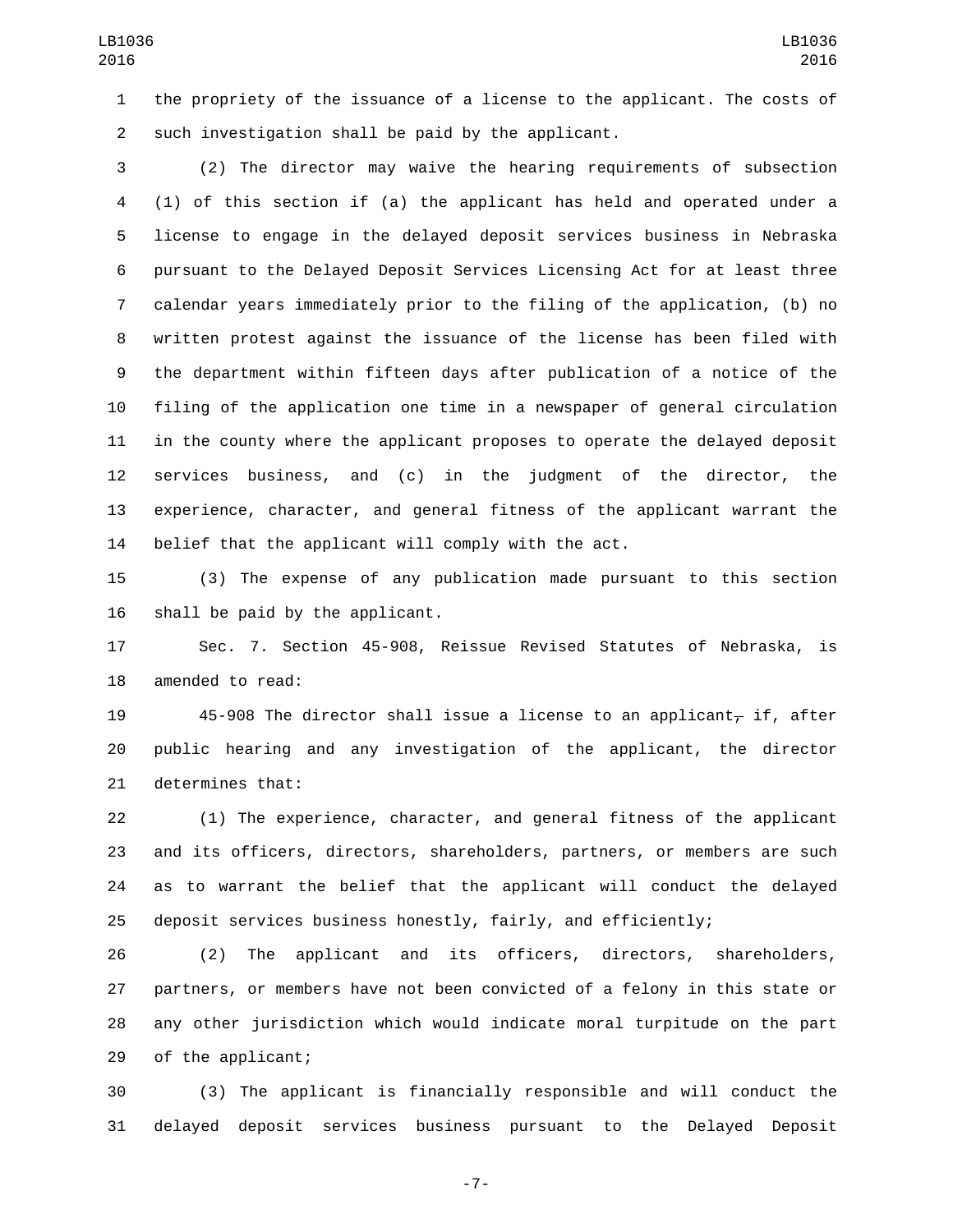the propriety of the issuance of a license to the applicant. The costs of such investigation shall be paid by the applicant.

(2) The director may waive the hearing requirements of subsection (1) of this section if (a) the applicant has held and operated under a license to engage in the delayed deposit services business in Nebraska pursuant to the Delayed Deposit Services Licensing Act for at least three calendar years immediately prior to the filing of the application, (b) no written protest against the issuance of the license has been filed with the department within fifteen days after publication of a notice of the filing of the application one time in a newspaper of general circulation in the county where the applicant proposes to operate the delayed deposit services business, and (c) in the judgment of the director, the experience, character, and general fitness of the applicant warrant the belief that the applicant will comply with the act.

(3) The expense of any publication made pursuant to this section shall be paid by the applicant.

Sec. 7. Section 45-908, Reissue Revised Statutes of Nebraska, is amended to read:

45-908 The director shall issue a license to an applicant, if, after public hearing and any investigation of the applicant, the director determines that:

(1) The experience, character, and general fitness of the applicant and its officers, directors, shareholders, partners, or members are such as to warrant the belief that the applicant will conduct the delayed deposit services business honestly, fairly, and efficiently;

(2) The applicant and its officers, directors, shareholders, partners, or members have not been convicted of a felony in this state or any other jurisdiction which would indicate moral turpitude on the part of the applicant;

(3) The applicant is financially responsible and will conduct the delayed deposit services business pursuant to the Delayed Deposit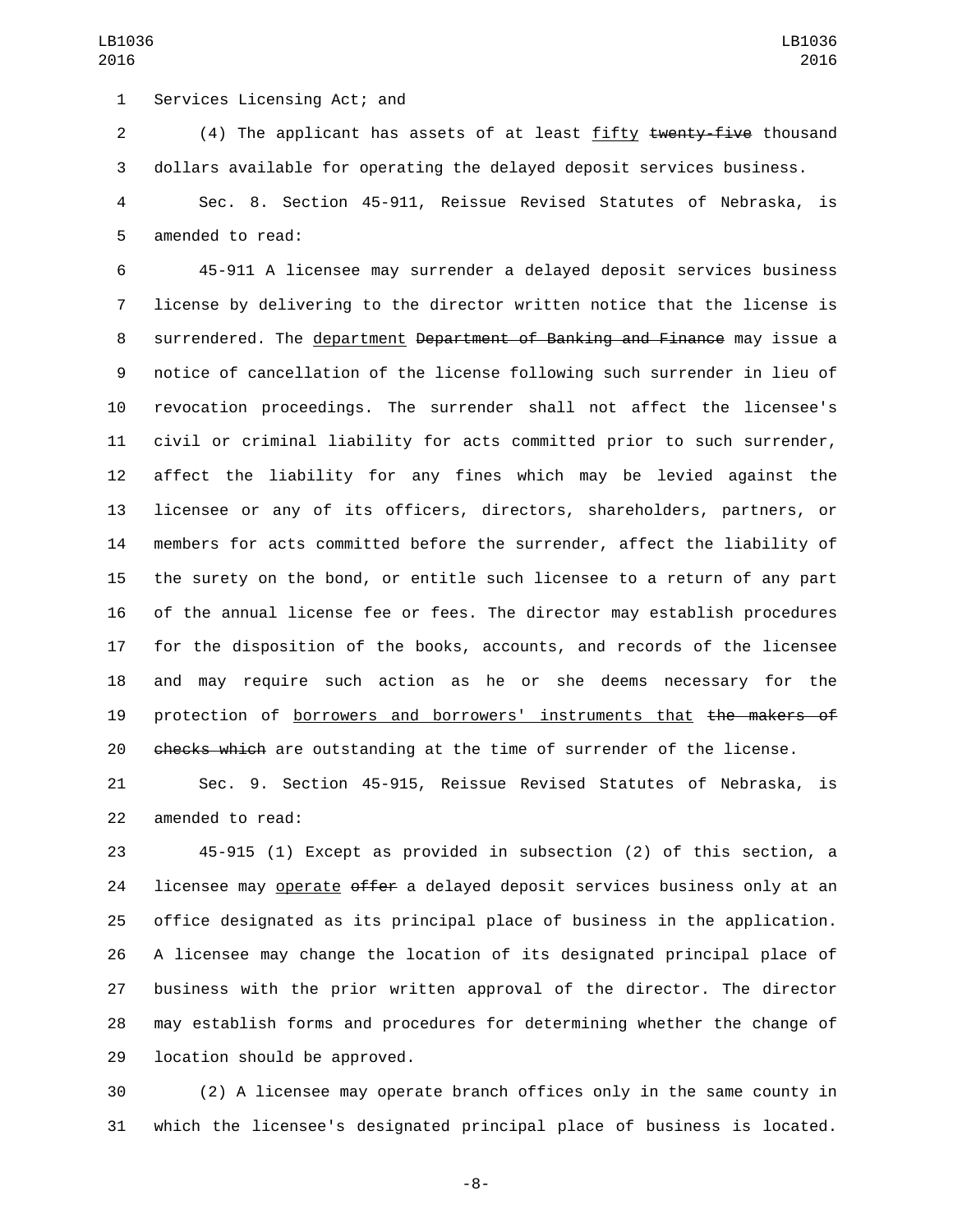Services Licensing Act; and

(4) The applicant has assets of at least fifty ~~twenty-five~~ thousand dollars available for operating the delayed deposit services business.

Sec. 8. Section 45-911, Reissue Revised Statutes of Nebraska, is amended to read:

45-911 A licensee may surrender a delayed deposit services business license by delivering to the director written notice that the license is surrendered. The department ~~Department of Banking and Finance~~ may issue a notice of cancellation of the license following such surrender in lieu of revocation proceedings. The surrender shall not affect the licensee's civil or criminal liability for acts committed prior to such surrender, affect the liability for any fines which may be levied against the licensee or any of its officers, directors, shareholders, partners, or members for acts committed before the surrender, affect the liability of the surety on the bond, or entitle such licensee to a return of any part of the annual license fee or fees. The director may establish procedures for the disposition of the books, accounts, and records of the licensee and may require such action as he or she deems necessary for the protection of borrowers and borrowers' instruments that ~~the makers of checks which~~ are outstanding at the time of surrender of the license.

Sec. 9. Section 45-915, Reissue Revised Statutes of Nebraska, is amended to read:

45-915 (1) Except as provided in subsection (2) of this section, a licensee may operate ~~offer~~ a delayed deposit services business only at an office designated as its principal place of business in the application. A licensee may change the location of its designated principal place of business with the prior written approval of the director. The director may establish forms and procedures for determining whether the change of location should be approved.

(2) A licensee may operate branch offices only in the same county in which the licensee's designated principal place of business is located.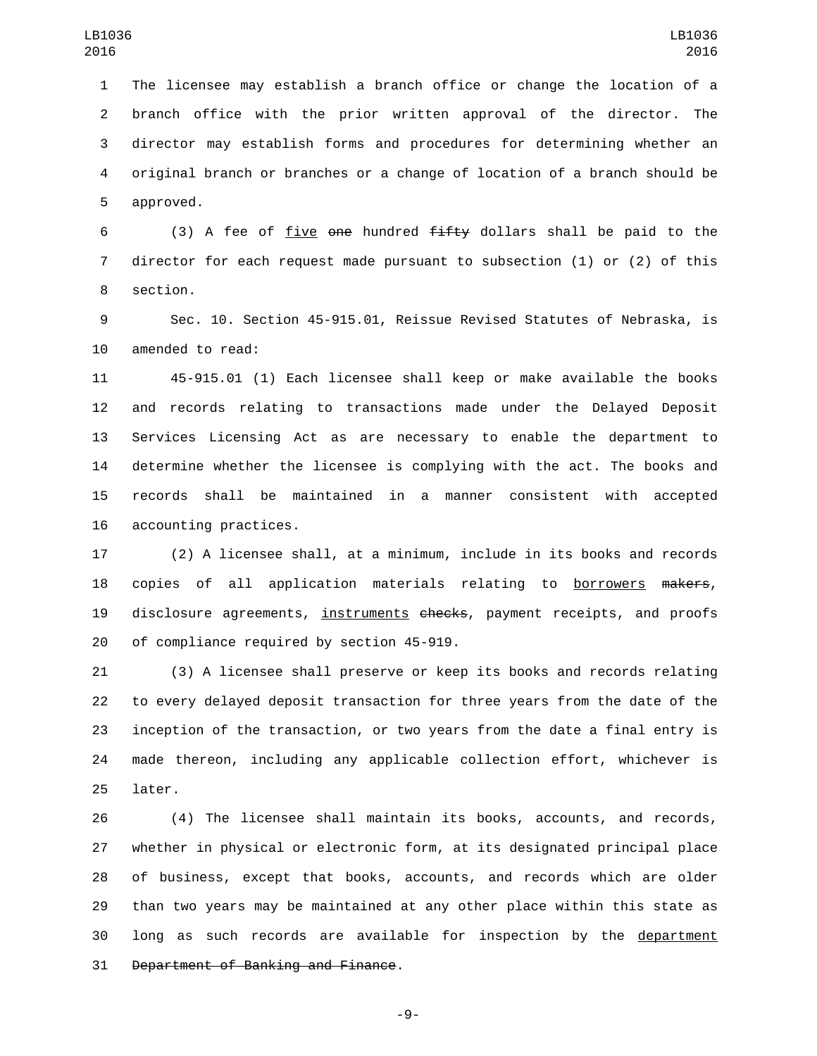The licensee may establish a branch office or change the location of a branch office with the prior written approval of the director. The director may establish forms and procedures for determining whether an original branch or branches or a change of location of a branch should be approved.

(3) A fee of <u>five</u> ~~one~~ hundred ~~fifty~~ dollars shall be paid to the director for each request made pursuant to subsection (1) or (2) of this section.

Sec. 10. Section 45-915.01, Reissue Revised Statutes of Nebraska, is amended to read:

45-915.01 (1) Each licensee shall keep or make available the books and records relating to transactions made under the Delayed Deposit Services Licensing Act as are necessary to enable the department to determine whether the licensee is complying with the act. The books and records shall be maintained in a manner consistent with accepted accounting practices.

(2) A licensee shall, at a minimum, include in its books and records copies of all application materials relating to <u>borrowers</u> ~~makers~~, disclosure agreements, <u>instruments</u> ~~checks~~, payment receipts, and proofs of compliance required by section 45-919.

(3) A licensee shall preserve or keep its books and records relating to every delayed deposit transaction for three years from the date of the inception of the transaction, or two years from the date a final entry is made thereon, including any applicable collection effort, whichever is later.

(4) The licensee shall maintain its books, accounts, and records, whether in physical or electronic form, at its designated principal place of business, except that books, accounts, and records which are older than two years may be maintained at any other place within this state as long as such records are available for inspection by the <u>department</u> ~~Department of Banking and Finance~~.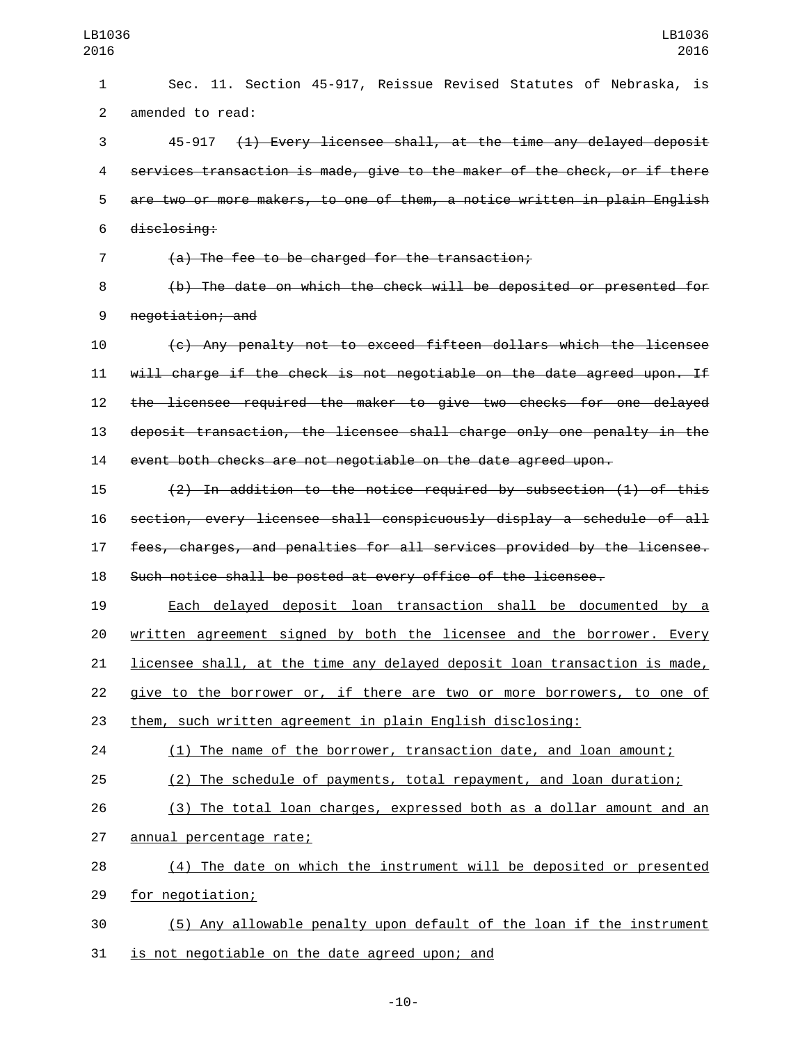Sec. 11. Section 45-917, Reissue Revised Statutes of Nebraska, is amended to read:

45-917 ~~(1) Every licensee shall, at the time any delayed deposit services transaction is made, give to the maker of the check, or if there are two or more makers, to one of them, a notice written in plain English disclosing:~~

~~(a) The fee to be charged for the transaction;~~

~~(b) The date on which the check will be deposited or presented for negotiation; and~~

~~(c) Any penalty not to exceed fifteen dollars which the licensee will charge if the check is not negotiable on the date agreed upon. If the licensee required the maker to give two checks for one delayed deposit transaction, the licensee shall charge only one penalty in the event both checks are not negotiable on the date agreed upon.~~

~~(2) In addition to the notice required by subsection (1) of this section, every licensee shall conspicuously display a schedule of all fees, charges, and penalties for all services provided by the licensee. Such notice shall be posted at every office of the licensee.~~

<u>Each delayed deposit loan transaction shall be documented by a written agreement signed by both the licensee and the borrower. Every licensee shall, at the time any delayed deposit loan transaction is made, give to the borrower or, if there are two or more borrowers, to one of them, such written agreement in plain English disclosing:</u>

<u>(1) The name of the borrower, transaction date, and loan amount;</u>

<u>(2) The schedule of payments, total repayment, and loan duration;</u>

<u>(3) The total loan charges, expressed both as a dollar amount and an annual percentage rate;</u>

<u>(4) The date on which the instrument will be deposited or presented for negotiation;</u>

<u>(5) Any allowable penalty upon default of the loan if the instrument is not negotiable on the date agreed upon; and</u>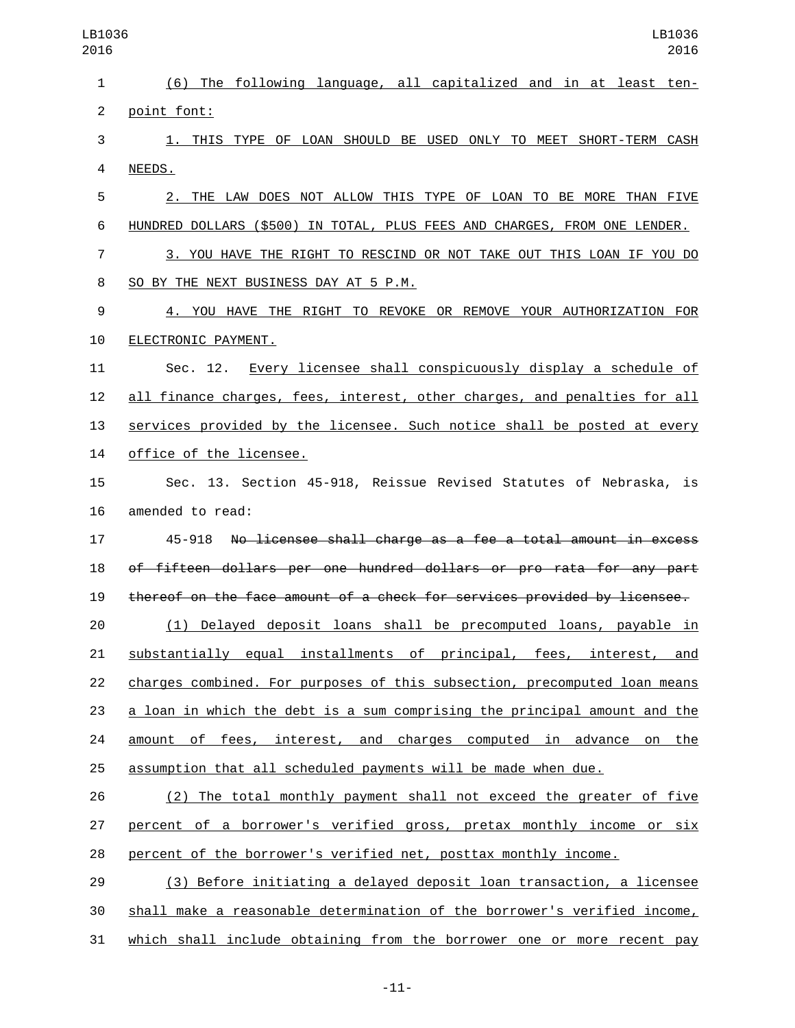(6) The following language, all capitalized and in at least ten-point font:

1. THIS TYPE OF LOAN SHOULD BE USED ONLY TO MEET SHORT-TERM CASH NEEDS.

2. THE LAW DOES NOT ALLOW THIS TYPE OF LOAN TO BE MORE THAN FIVE HUNDRED DOLLARS ($500) IN TOTAL, PLUS FEES AND CHARGES, FROM ONE LENDER.

3. YOU HAVE THE RIGHT TO RESCIND OR NOT TAKE OUT THIS LOAN IF YOU DO SO BY THE NEXT BUSINESS DAY AT 5 P.M.

4. YOU HAVE THE RIGHT TO REVOKE OR REMOVE YOUR AUTHORIZATION FOR ELECTRONIC PAYMENT.

Sec. 12. Every licensee shall conspicuously display a schedule of all finance charges, fees, interest, other charges, and penalties for all services provided by the licensee. Such notice shall be posted at every office of the licensee.

Sec. 13. Section 45-918, Reissue Revised Statutes of Nebraska, is amended to read:

45-918 ~~No licensee shall charge as a fee a total amount in excess of fifteen dollars per one hundred dollars or pro rata for any part thereof on the face amount of a check for services provided by licensee.~~

(1) Delayed deposit loans shall be precomputed loans, payable in substantially equal installments of principal, fees, interest, and charges combined. For purposes of this subsection, precomputed loan means a loan in which the debt is a sum comprising the principal amount and the amount of fees, interest, and charges computed in advance on the assumption that all scheduled payments will be made when due.

(2) The total monthly payment shall not exceed the greater of five percent of a borrower's verified gross, pretax monthly income or six percent of the borrower's verified net, posttax monthly income.

(3) Before initiating a delayed deposit loan transaction, a licensee shall make a reasonable determination of the borrower's verified income, which shall include obtaining from the borrower one or more recent pay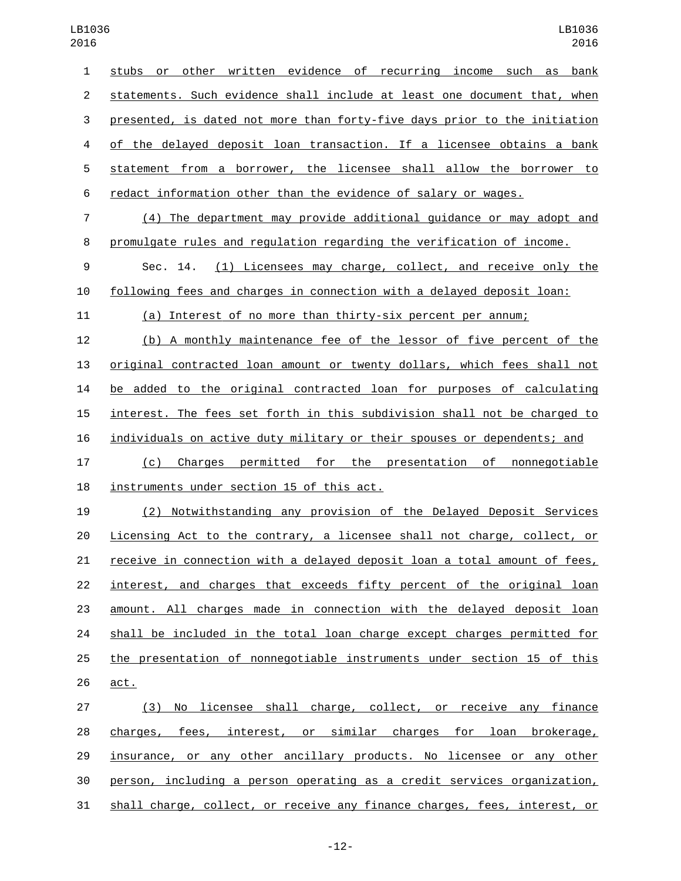stubs or other written evidence of recurring income such as bank statements. Such evidence shall include at least one document that, when presented, is dated not more than forty-five days prior to the initiation of the delayed deposit loan transaction. If a licensee obtains a bank statement from a borrower, the licensee shall allow the borrower to redact information other than the evidence of salary or wages.

(4) The department may provide additional guidance or may adopt and promulgate rules and regulation regarding the verification of income.

Sec. 14. (1) Licensees may charge, collect, and receive only the following fees and charges in connection with a delayed deposit loan:

(a) Interest of no more than thirty-six percent per annum;

(b) A monthly maintenance fee of the lessor of five percent of the original contracted loan amount or twenty dollars, which fees shall not be added to the original contracted loan for purposes of calculating interest. The fees set forth in this subdivision shall not be charged to individuals on active duty military or their spouses or dependents; and

(c) Charges permitted for the presentation of nonnegotiable instruments under section 15 of this act.

(2) Notwithstanding any provision of the Delayed Deposit Services Licensing Act to the contrary, a licensee shall not charge, collect, or receive in connection with a delayed deposit loan a total amount of fees, interest, and charges that exceeds fifty percent of the original loan amount. All charges made in connection with the delayed deposit loan shall be included in the total loan charge except charges permitted for the presentation of nonnegotiable instruments under section 15 of this act.

(3) No licensee shall charge, collect, or receive any finance charges, fees, interest, or similar charges for loan brokerage, insurance, or any other ancillary products. No licensee or any other person, including a person operating as a credit services organization, shall charge, collect, or receive any finance charges, fees, interest, or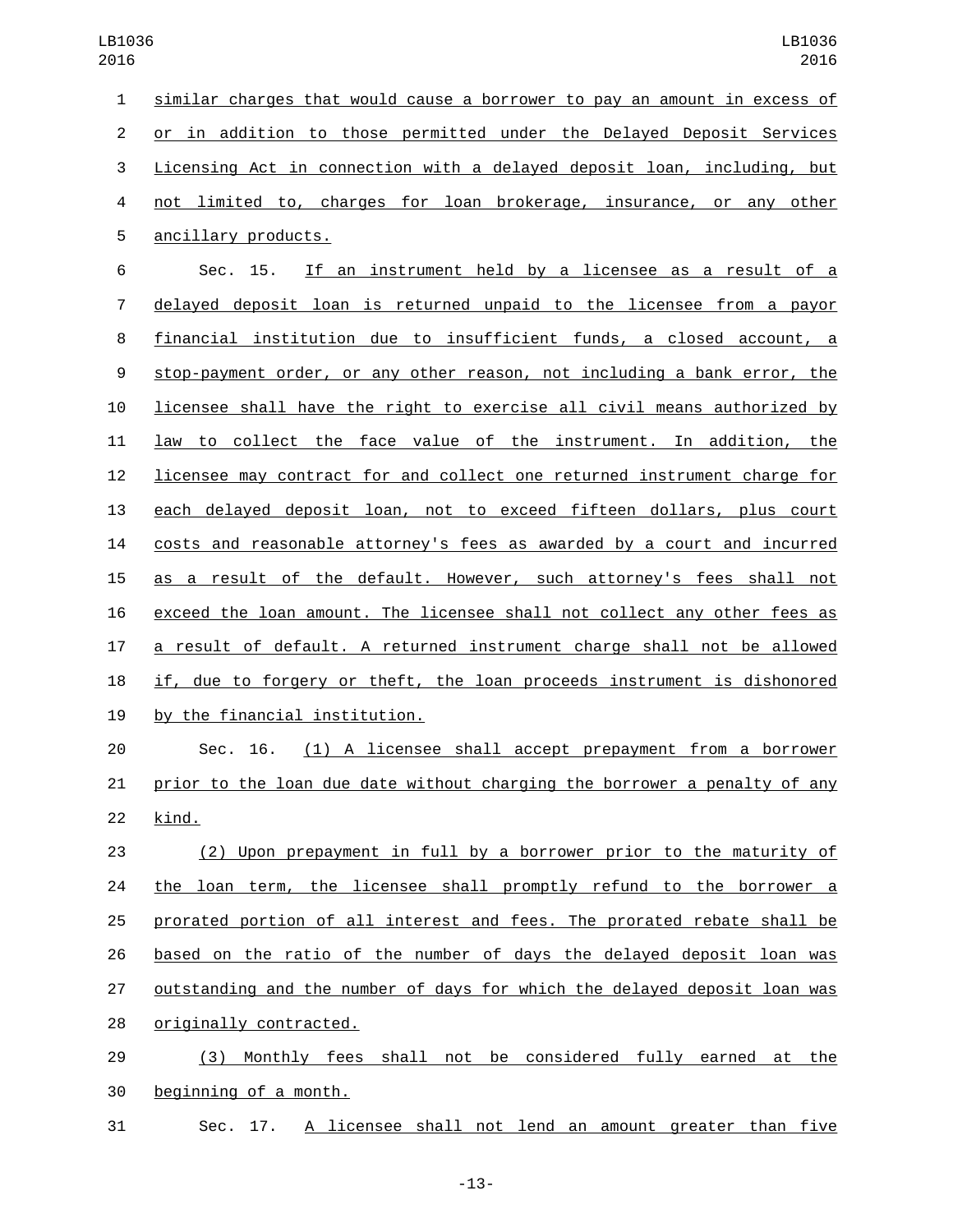similar charges that would cause a borrower to pay an amount in excess of or in addition to those permitted under the Delayed Deposit Services Licensing Act in connection with a delayed deposit loan, including, but not limited to, charges for loan brokerage, insurance, or any other ancillary products.

Sec. 15. If an instrument held by a licensee as a result of a delayed deposit loan is returned unpaid to the licensee from a payor financial institution due to insufficient funds, a closed account, a stop-payment order, or any other reason, not including a bank error, the licensee shall have the right to exercise all civil means authorized by law to collect the face value of the instrument. In addition, the licensee may contract for and collect one returned instrument charge for each delayed deposit loan, not to exceed fifteen dollars, plus court costs and reasonable attorney's fees as awarded by a court and incurred as a result of the default. However, such attorney's fees shall not exceed the loan amount. The licensee shall not collect any other fees as a result of default. A returned instrument charge shall not be allowed if, due to forgery or theft, the loan proceeds instrument is dishonored by the financial institution.

Sec. 16. (1) A licensee shall accept prepayment from a borrower prior to the loan due date without charging the borrower a penalty of any kind.

(2) Upon prepayment in full by a borrower prior to the maturity of the loan term, the licensee shall promptly refund to the borrower a prorated portion of all interest and fees. The prorated rebate shall be based on the ratio of the number of days the delayed deposit loan was outstanding and the number of days for which the delayed deposit loan was originally contracted.

(3) Monthly fees shall not be considered fully earned at the beginning of a month.

Sec. 17. A licensee shall not lend an amount greater than five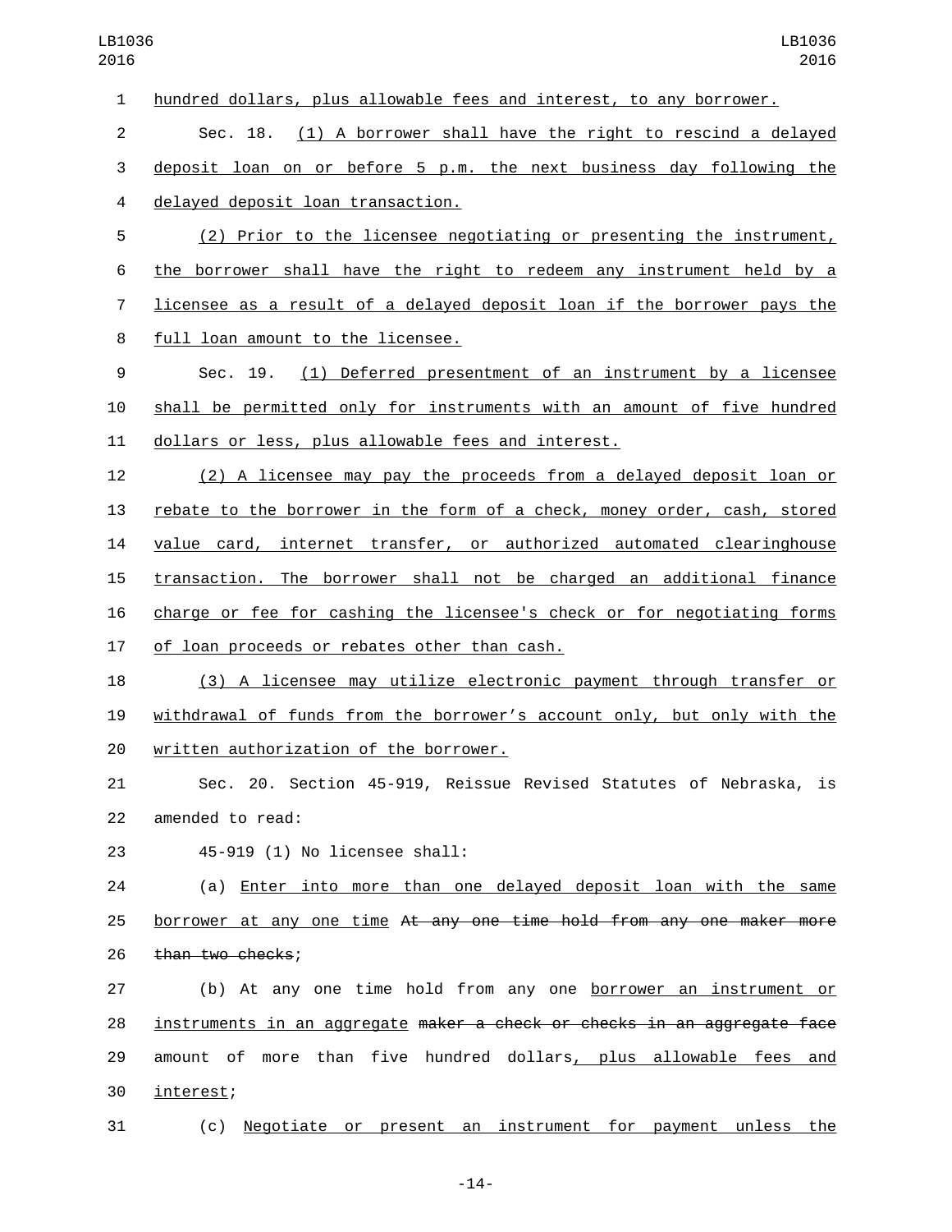hundred dollars, plus allowable fees and interest, to any borrower.

Sec. 18. (1) A borrower shall have the right to rescind a delayed deposit loan on or before 5 p.m. the next business day following the delayed deposit loan transaction.

(2) Prior to the licensee negotiating or presenting the instrument, the borrower shall have the right to redeem any instrument held by a licensee as a result of a delayed deposit loan if the borrower pays the full loan amount to the licensee.

Sec. 19. (1) Deferred presentment of an instrument by a licensee shall be permitted only for instruments with an amount of five hundred dollars or less, plus allowable fees and interest.

(2) A licensee may pay the proceeds from a delayed deposit loan or rebate to the borrower in the form of a check, money order, cash, stored value card, internet transfer, or authorized automated clearinghouse transaction. The borrower shall not be charged an additional finance charge or fee for cashing the licensee's check or for negotiating forms of loan proceeds or rebates other than cash.

(3) A licensee may utilize electronic payment through transfer or withdrawal of funds from the borrower's account only, but only with the written authorization of the borrower.

Sec. 20. Section 45-919, Reissue Revised Statutes of Nebraska, is amended to read:

45-919 (1) No licensee shall:

(a) Enter into more than one delayed deposit loan with the same borrower at any one time ~~At any one time hold from any one maker more than two checks~~;

(b) At any one time hold from any one borrower an instrument or instruments in an aggregate ~~maker a check or checks in an aggregate face~~ amount of more than five hundred dollars, plus allowable fees and interest;

(c) Negotiate or present an instrument for payment unless the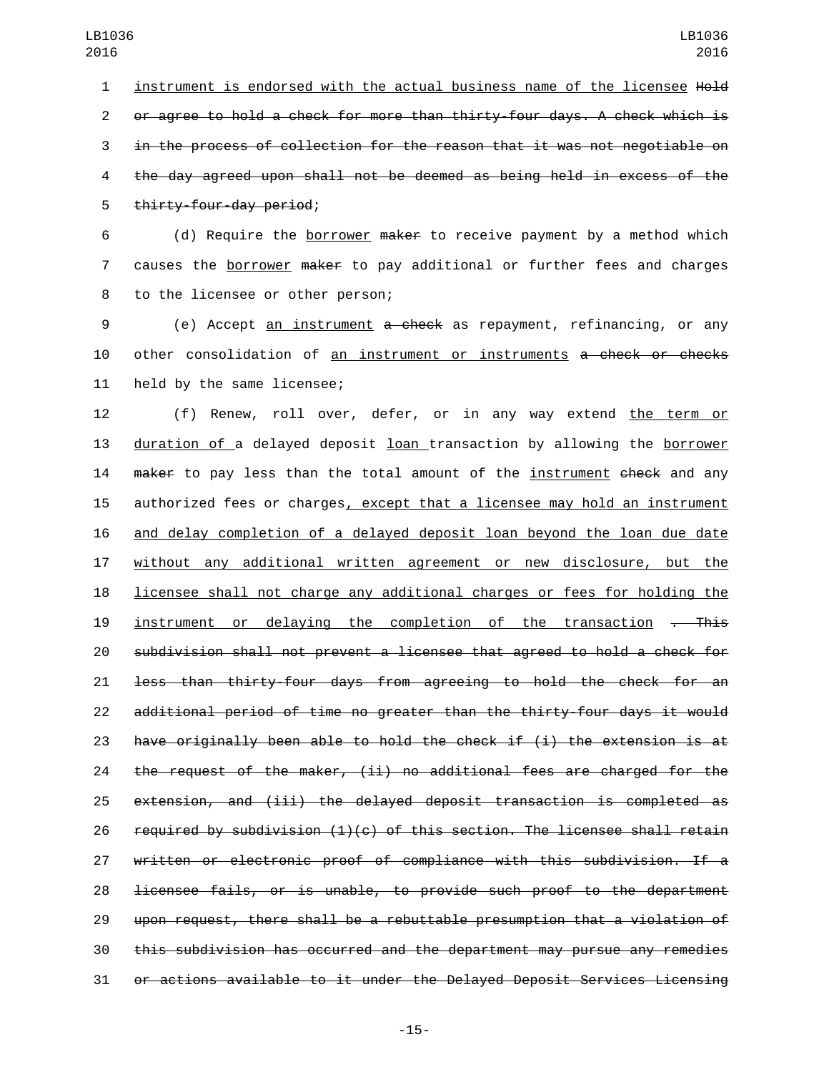instrument is endorsed with the actual business name of the licensee ~~Hold or agree to hold a check for more than thirty-four days. A check which is in the process of collection for the reason that it was not negotiable on the day agreed upon shall not be deemed as being held in excess of the thirty-four-day period~~;

(d) Require the <u>borrower</u> ~~maker~~ to receive payment by a method which causes the <u>borrower</u> ~~maker~~ to pay additional or further fees and charges to the licensee or other person;

(e) Accept <u>an instrument</u> ~~a check~~ as repayment, refinancing, or any other consolidation of <u>an instrument or instruments</u> ~~a check or checks~~ held by the same licensee;

(f) Renew, roll over, defer, or in any way extend <u>the term or duration of</u> a delayed deposit <u>loan</u> transaction by allowing the <u>borrower</u> ~~maker~~ to pay less than the total amount of the <u>instrument</u> ~~check~~ and any authorized fees or charges<u>, except that a licensee may hold an instrument and delay completion of a delayed deposit loan beyond the loan due date without any additional written agreement or new disclosure, but the licensee shall not charge any additional charges or fees for holding the instrument or delaying the completion of the transaction</u> ~~. This subdivision shall not prevent a licensee that agreed to hold a check for less than thirty-four days from agreeing to hold the check for an additional period of time no greater than the thirty-four days it would have originally been able to hold the check if (i) the extension is at the request of the maker, (ii) no additional fees are charged for the extension, and (iii) the delayed deposit transaction is completed as required by subdivision (1)(c) of this section. The licensee shall retain written or electronic proof of compliance with this subdivision. If a licensee fails, or is unable, to provide such proof to the department upon request, there shall be a rebuttable presumption that a violation of this subdivision has occurred and the department may pursue any remedies or actions available to it under the Delayed Deposit Services Licensing~~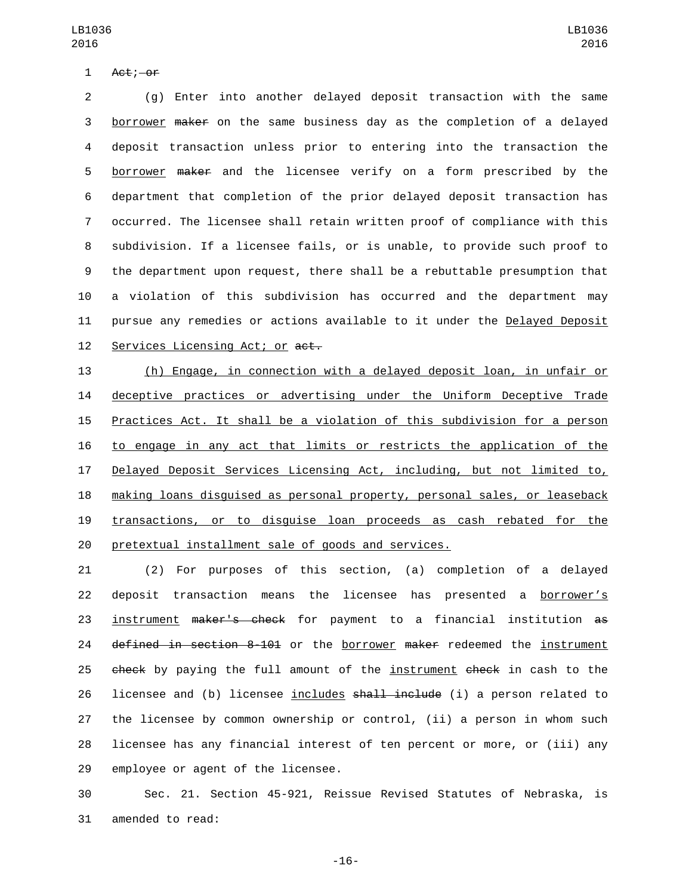Act; ~~or~~

(g) Enter into another delayed deposit transaction with the same borrower ~~maker~~ on the same business day as the completion of a delayed deposit transaction unless prior to entering into the transaction the borrower ~~maker~~ and the licensee verify on a form prescribed by the department that completion of the prior delayed deposit transaction has occurred. The licensee shall retain written proof of compliance with this subdivision. If a licensee fails, or is unable, to provide such proof to the department upon request, there shall be a rebuttable presumption that a violation of this subdivision has occurred and the department may pursue any remedies or actions available to it under the Delayed Deposit Services Licensing Act; or ~~act.~~

(h) Engage, in connection with a delayed deposit loan, in unfair or deceptive practices or advertising under the Uniform Deceptive Trade Practices Act. It shall be a violation of this subdivision for a person to engage in any act that limits or restricts the application of the Delayed Deposit Services Licensing Act, including, but not limited to, making loans disguised as personal property, personal sales, or leaseback transactions, or to disguise loan proceeds as cash rebated for the pretextual installment sale of goods and services.

(2) For purposes of this section, (a) completion of a delayed deposit transaction means the licensee has presented a borrower's instrument ~~maker's check~~ for payment to a financial institution ~~as defined in section 8-101~~ or the borrower ~~maker~~ redeemed the instrument ~~check~~ by paying the full amount of the instrument ~~check~~ in cash to the licensee and (b) licensee includes ~~shall include~~ (i) a person related to the licensee by common ownership or control, (ii) a person in whom such licensee has any financial interest of ten percent or more, or (iii) any employee or agent of the licensee.

Sec. 21. Section 45-921, Reissue Revised Statutes of Nebraska, is amended to read: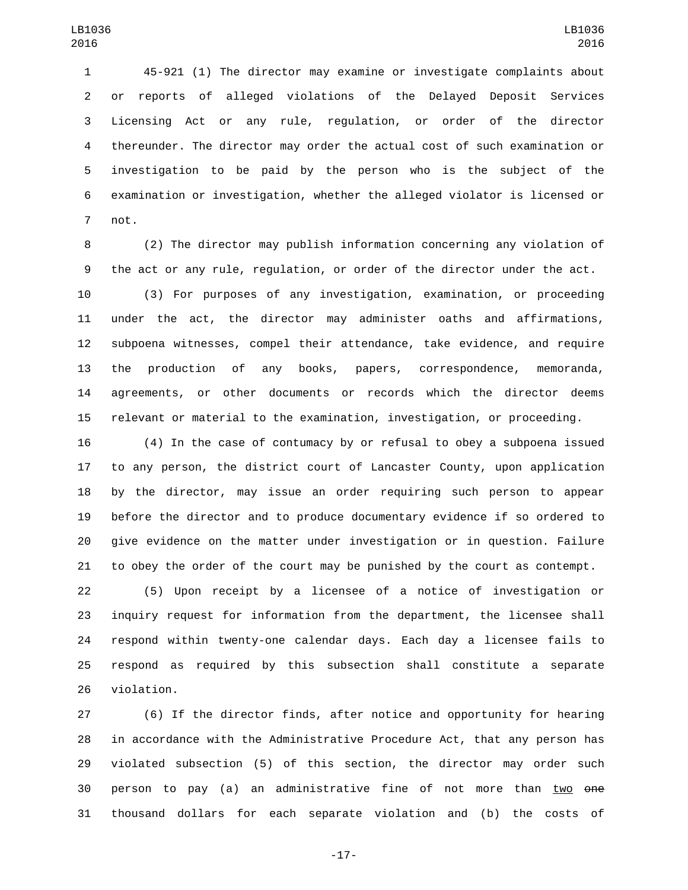45-921 (1) The director may examine or investigate complaints about or reports of alleged violations of the Delayed Deposit Services Licensing Act or any rule, regulation, or order of the director thereunder. The director may order the actual cost of such examination or investigation to be paid by the person who is the subject of the examination or investigation, whether the alleged violator is licensed or not.

(2) The director may publish information concerning any violation of the act or any rule, regulation, or order of the director under the act.

(3) For purposes of any investigation, examination, or proceeding under the act, the director may administer oaths and affirmations, subpoena witnesses, compel their attendance, take evidence, and require the production of any books, papers, correspondence, memoranda, agreements, or other documents or records which the director deems relevant or material to the examination, investigation, or proceeding.

(4) In the case of contumacy by or refusal to obey a subpoena issued to any person, the district court of Lancaster County, upon application by the director, may issue an order requiring such person to appear before the director and to produce documentary evidence if so ordered to give evidence on the matter under investigation or in question. Failure to obey the order of the court may be punished by the court as contempt.

(5) Upon receipt by a licensee of a notice of investigation or inquiry request for information from the department, the licensee shall respond within twenty-one calendar days. Each day a licensee fails to respond as required by this subsection shall constitute a separate violation.

(6) If the director finds, after notice and opportunity for hearing in accordance with the Administrative Procedure Act, that any person has violated subsection (5) of this section, the director may order such person to pay (a) an administrative fine of not more than <u>two</u> ~~one~~ thousand dollars for each separate violation and (b) the costs of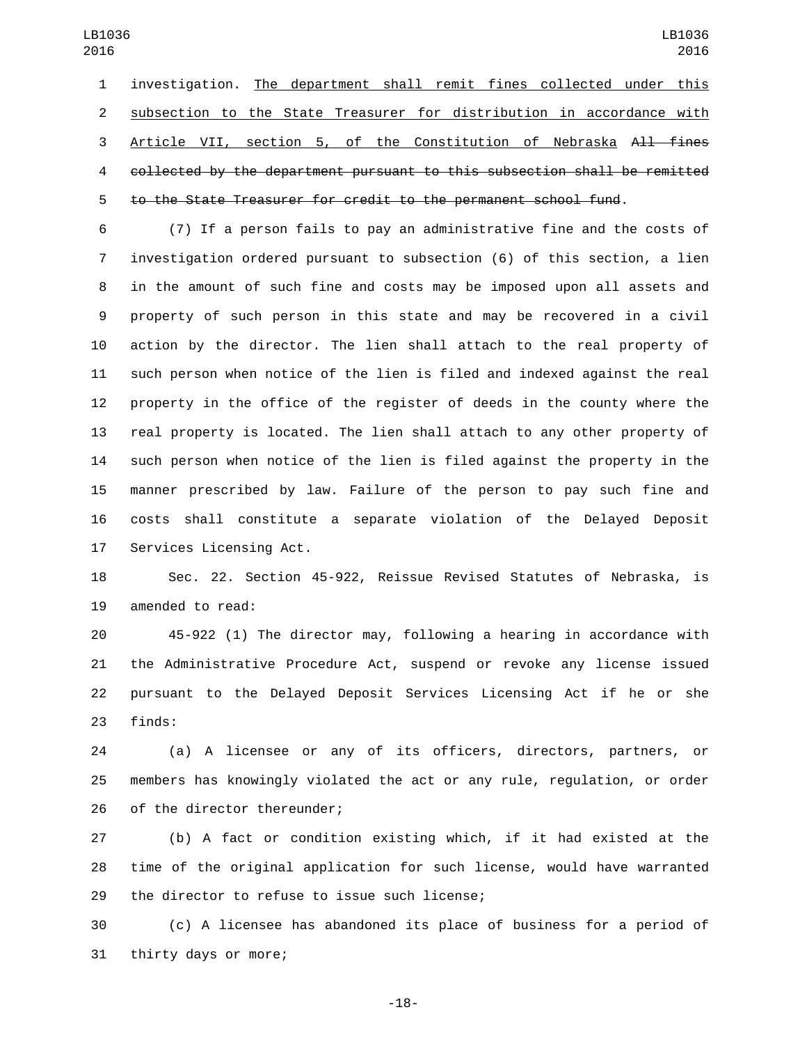investigation. <u>The department shall remit fines collected under this subsection to the State Treasurer for distribution in accordance with Article VII, section 5, of the Constitution of Nebraska</u> ~~All fines collected by the department pursuant to this subsection shall be remitted to the State Treasurer for credit to the permanent school fund~~.

(7) If a person fails to pay an administrative fine and the costs of investigation ordered pursuant to subsection (6) of this section, a lien in the amount of such fine and costs may be imposed upon all assets and property of such person in this state and may be recovered in a civil action by the director. The lien shall attach to the real property of such person when notice of the lien is filed and indexed against the real property in the office of the register of deeds in the county where the real property is located. The lien shall attach to any other property of such person when notice of the lien is filed against the property in the manner prescribed by law. Failure of the person to pay such fine and costs shall constitute a separate violation of the Delayed Deposit Services Licensing Act.

Sec. 22. Section 45-922, Reissue Revised Statutes of Nebraska, is amended to read:

45-922 (1) The director may, following a hearing in accordance with the Administrative Procedure Act, suspend or revoke any license issued pursuant to the Delayed Deposit Services Licensing Act if he or she finds:

(a) A licensee or any of its officers, directors, partners, or members has knowingly violated the act or any rule, regulation, or order of the director thereunder;

(b) A fact or condition existing which, if it had existed at the time of the original application for such license, would have warranted the director to refuse to issue such license;

(c) A licensee has abandoned its place of business for a period of thirty days or more;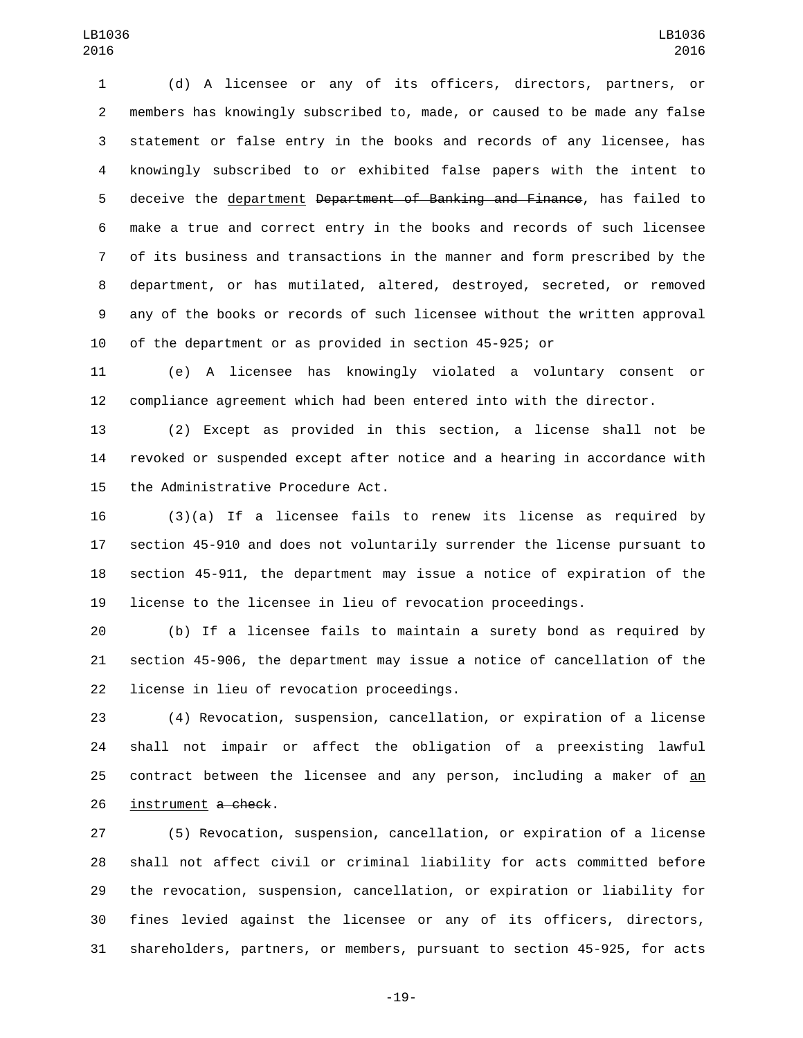(d) A licensee or any of its officers, directors, partners, or members has knowingly subscribed to, made, or caused to be made any false statement or false entry in the books and records of any licensee, has knowingly subscribed to or exhibited false papers with the intent to deceive the department ~~Department of Banking and Finance~~, has failed to make a true and correct entry in the books and records of such licensee of its business and transactions in the manner and form prescribed by the department, or has mutilated, altered, destroyed, secreted, or removed any of the books or records of such licensee without the written approval of the department or as provided in section 45-925; or

(e) A licensee has knowingly violated a voluntary consent or compliance agreement which had been entered into with the director.

(2) Except as provided in this section, a license shall not be revoked or suspended except after notice and a hearing in accordance with the Administrative Procedure Act.

(3)(a) If a licensee fails to renew its license as required by section 45-910 and does not voluntarily surrender the license pursuant to section 45-911, the department may issue a notice of expiration of the license to the licensee in lieu of revocation proceedings.

(b) If a licensee fails to maintain a surety bond as required by section 45-906, the department may issue a notice of cancellation of the license in lieu of revocation proceedings.

(4) Revocation, suspension, cancellation, or expiration of a license shall not impair or affect the obligation of a preexisting lawful contract between the licensee and any person, including a maker of an instrument ~~a check~~.

(5) Revocation, suspension, cancellation, or expiration of a license shall not affect civil or criminal liability for acts committed before the revocation, suspension, cancellation, or expiration or liability for fines levied against the licensee or any of its officers, directors, shareholders, partners, or members, pursuant to section 45-925, for acts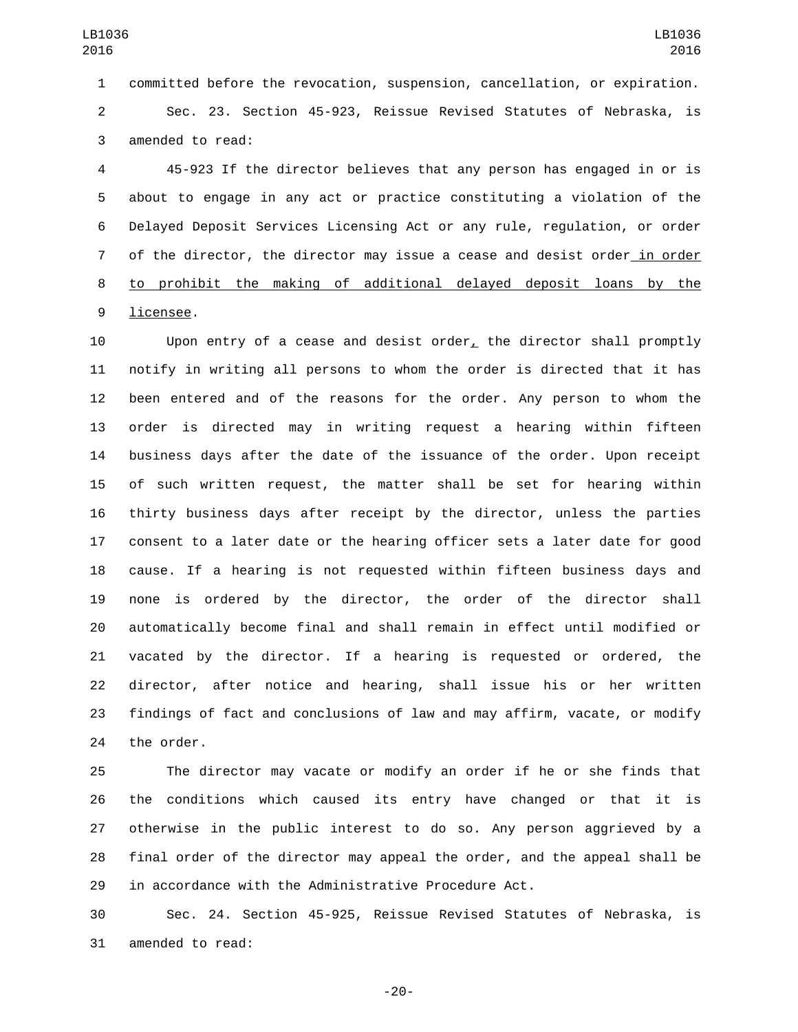committed before the revocation, suspension, cancellation, or expiration.

Sec. 23. Section 45-923, Reissue Revised Statutes of Nebraska, is amended to read:

45-923 If the director believes that any person has engaged in or is about to engage in any act or practice constituting a violation of the Delayed Deposit Services Licensing Act or any rule, regulation, or order of the director, the director may issue a cease and desist order <u>in order to prohibit the making of additional delayed deposit loans by the licensee</u>.

Upon entry of a cease and desist order<u>,</u> the director shall promptly notify in writing all persons to whom the order is directed that it has been entered and of the reasons for the order. Any person to whom the order is directed may in writing request a hearing within fifteen business days after the date of the issuance of the order. Upon receipt of such written request, the matter shall be set for hearing within thirty business days after receipt by the director, unless the parties consent to a later date or the hearing officer sets a later date for good cause. If a hearing is not requested within fifteen business days and none is ordered by the director, the order of the director shall automatically become final and shall remain in effect until modified or vacated by the director. If a hearing is requested or ordered, the director, after notice and hearing, shall issue his or her written findings of fact and conclusions of law and may affirm, vacate, or modify the order.

The director may vacate or modify an order if he or she finds that the conditions which caused its entry have changed or that it is otherwise in the public interest to do so. Any person aggrieved by a final order of the director may appeal the order, and the appeal shall be in accordance with the Administrative Procedure Act.

Sec. 24. Section 45-925, Reissue Revised Statutes of Nebraska, is amended to read: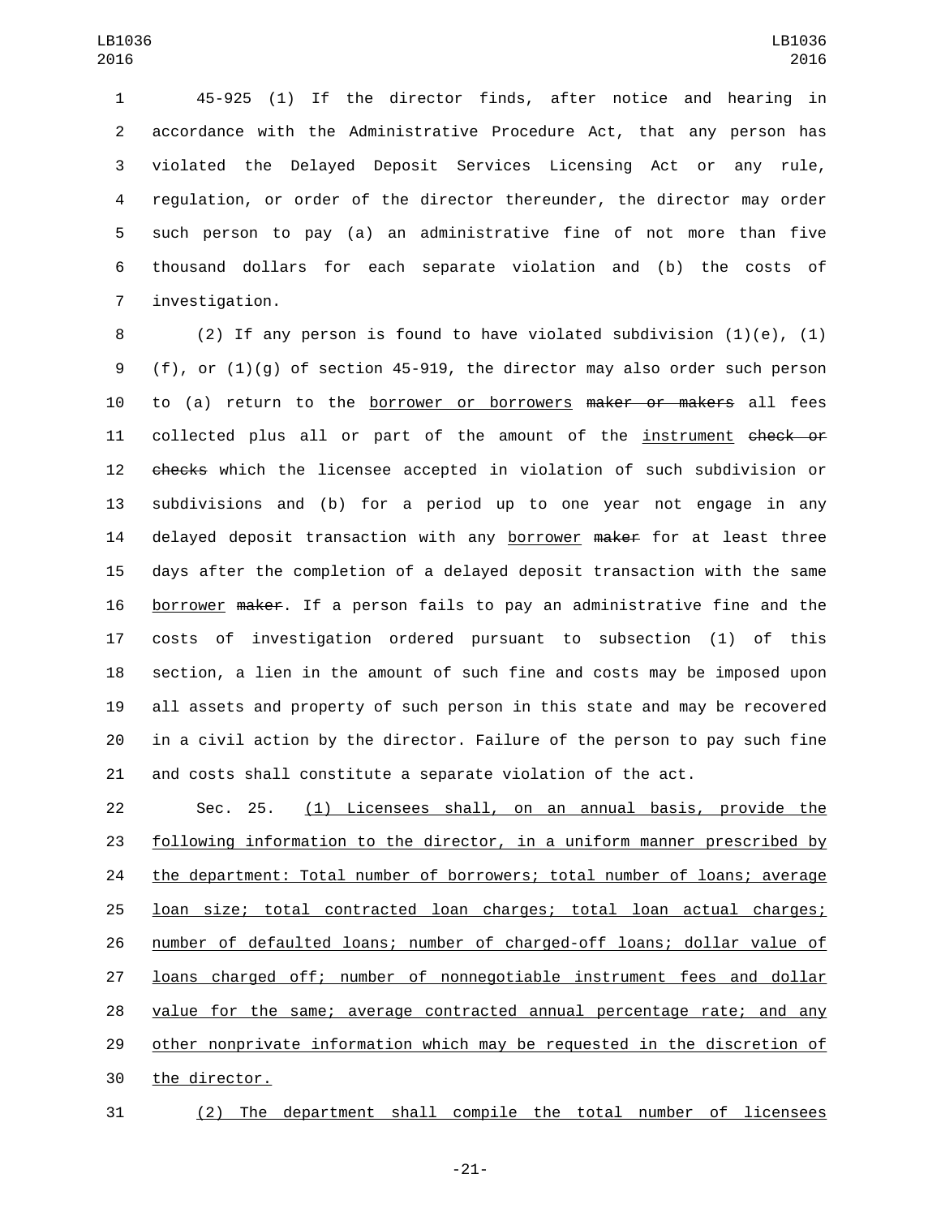45-925 (1) If the director finds, after notice and hearing in accordance with the Administrative Procedure Act, that any person has violated the Delayed Deposit Services Licensing Act or any rule, regulation, or order of the director thereunder, the director may order such person to pay (a) an administrative fine of not more than five thousand dollars for each separate violation and (b) the costs of investigation.

(2) If any person is found to have violated subdivision (1)(e), (1)(f), or (1)(g) of section 45-919, the director may also order such person to (a) return to the <u>borrower or borrowers</u> ~~maker or makers~~ all fees collected plus all or part of the amount of the <u>instrument</u> ~~check or checks~~ which the licensee accepted in violation of such subdivision or subdivisions and (b) for a period up to one year not engage in any delayed deposit transaction with any <u>borrower</u> ~~maker~~ for at least three days after the completion of a delayed deposit transaction with the same <u>borrower</u> ~~maker~~. If a person fails to pay an administrative fine and the costs of investigation ordered pursuant to subsection (1) of this section, a lien in the amount of such fine and costs may be imposed upon all assets and property of such person in this state and may be recovered in a civil action by the director. Failure of the person to pay such fine and costs shall constitute a separate violation of the act.

Sec. 25. <u>(1) Licensees shall, on an annual basis, provide the following information to the director, in a uniform manner prescribed by the department: Total number of borrowers; total number of loans; average loan size; total contracted loan charges; total loan actual charges; number of defaulted loans; number of charged-off loans; dollar value of loans charged off; number of nonnegotiable instrument fees and dollar value for the same; average contracted annual percentage rate; and any other nonprivate information which may be requested in the discretion of the director.</u>

<u>(2) The department shall compile the total number of licensees</u>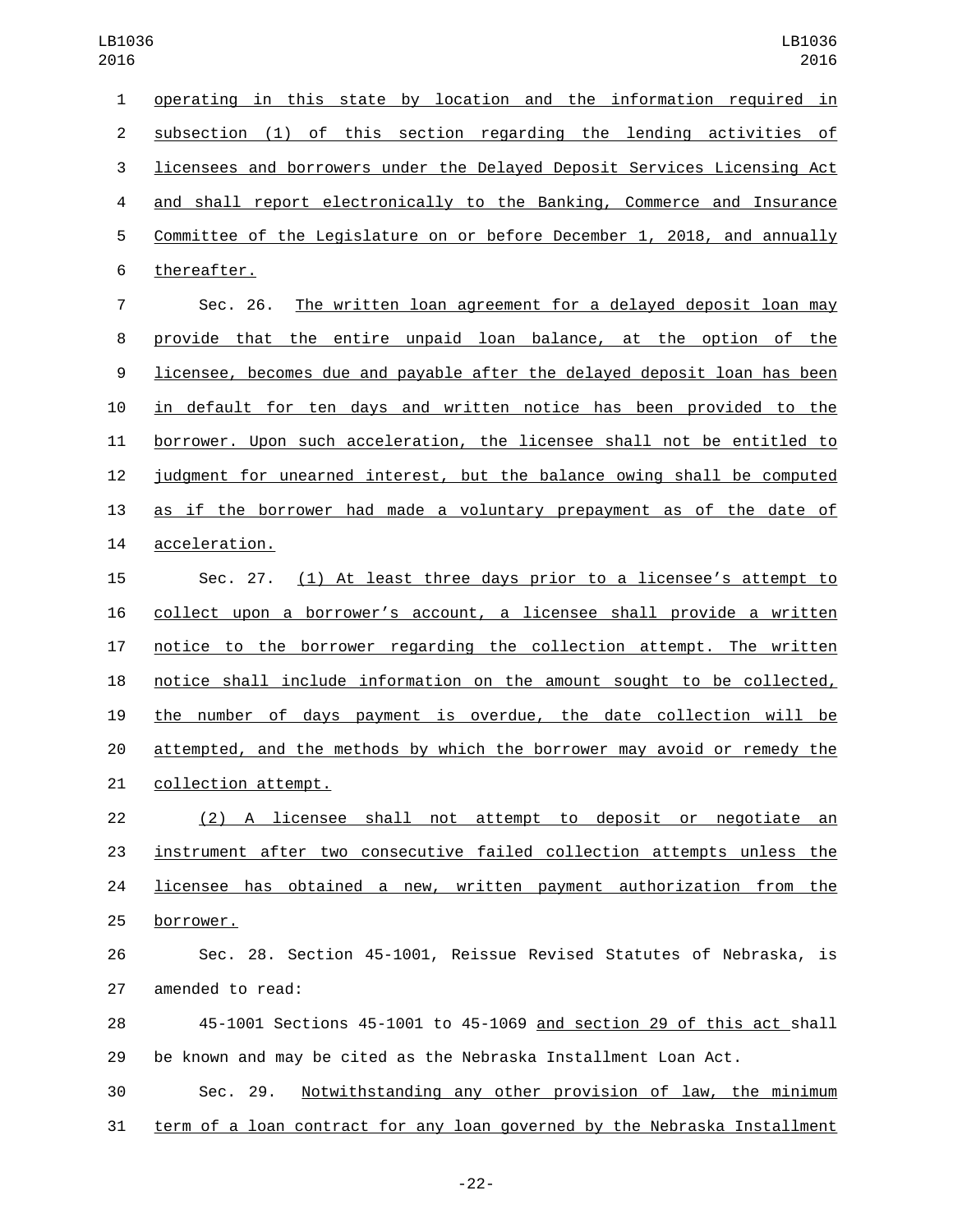operating in this state by location and the information required in subsection (1) of this section regarding the lending activities of licensees and borrowers under the Delayed Deposit Services Licensing Act and shall report electronically to the Banking, Commerce and Insurance Committee of the Legislature on or before December 1, 2018, and annually thereafter.

Sec. 26. The written loan agreement for a delayed deposit loan may provide that the entire unpaid loan balance, at the option of the licensee, becomes due and payable after the delayed deposit loan has been in default for ten days and written notice has been provided to the borrower. Upon such acceleration, the licensee shall not be entitled to judgment for unearned interest, but the balance owing shall be computed as if the borrower had made a voluntary prepayment as of the date of acceleration.

Sec. 27. (1) At least three days prior to a licensee's attempt to collect upon a borrower's account, a licensee shall provide a written notice to the borrower regarding the collection attempt. The written notice shall include information on the amount sought to be collected, the number of days payment is overdue, the date collection will be attempted, and the methods by which the borrower may avoid or remedy the collection attempt.

(2) A licensee shall not attempt to deposit or negotiate an instrument after two consecutive failed collection attempts unless the licensee has obtained a new, written payment authorization from the borrower.

Sec. 28. Section 45-1001, Reissue Revised Statutes of Nebraska, is amended to read:

45-1001 Sections 45-1001 to 45-1069 and section 29 of this act shall be known and may be cited as the Nebraska Installment Loan Act.

Sec. 29. Notwithstanding any other provision of law, the minimum term of a loan contract for any loan governed by the Nebraska Installment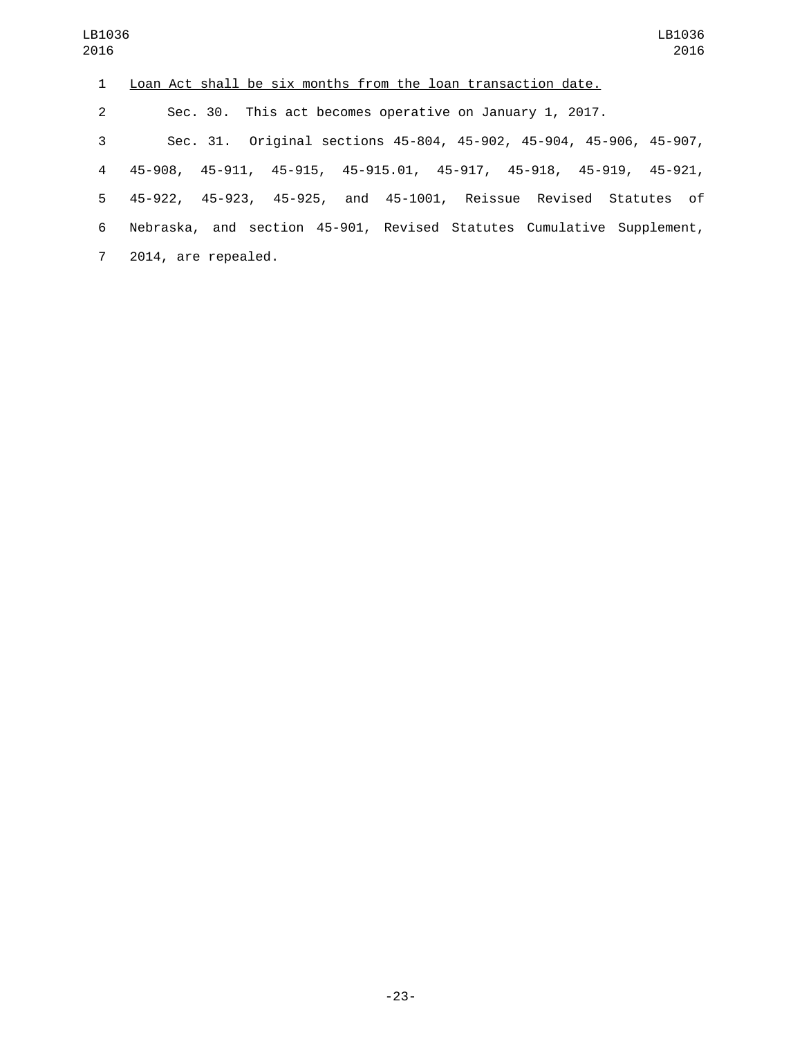<u>Loan Act shall be six months from the loan transaction date.</u>

Sec. 30. This act becomes operative on January 1, 2017.

Sec. 31. Original sections 45-804, 45-902, 45-904, 45-906, 45-907, 45-908, 45-911, 45-915, 45-915.01, 45-917, 45-918, 45-919, 45-921, 45-922, 45-923, 45-925, and 45-1001, Reissue Revised Statutes of Nebraska, and section 45-901, Revised Statutes Cumulative Supplement, 2014, are repealed.